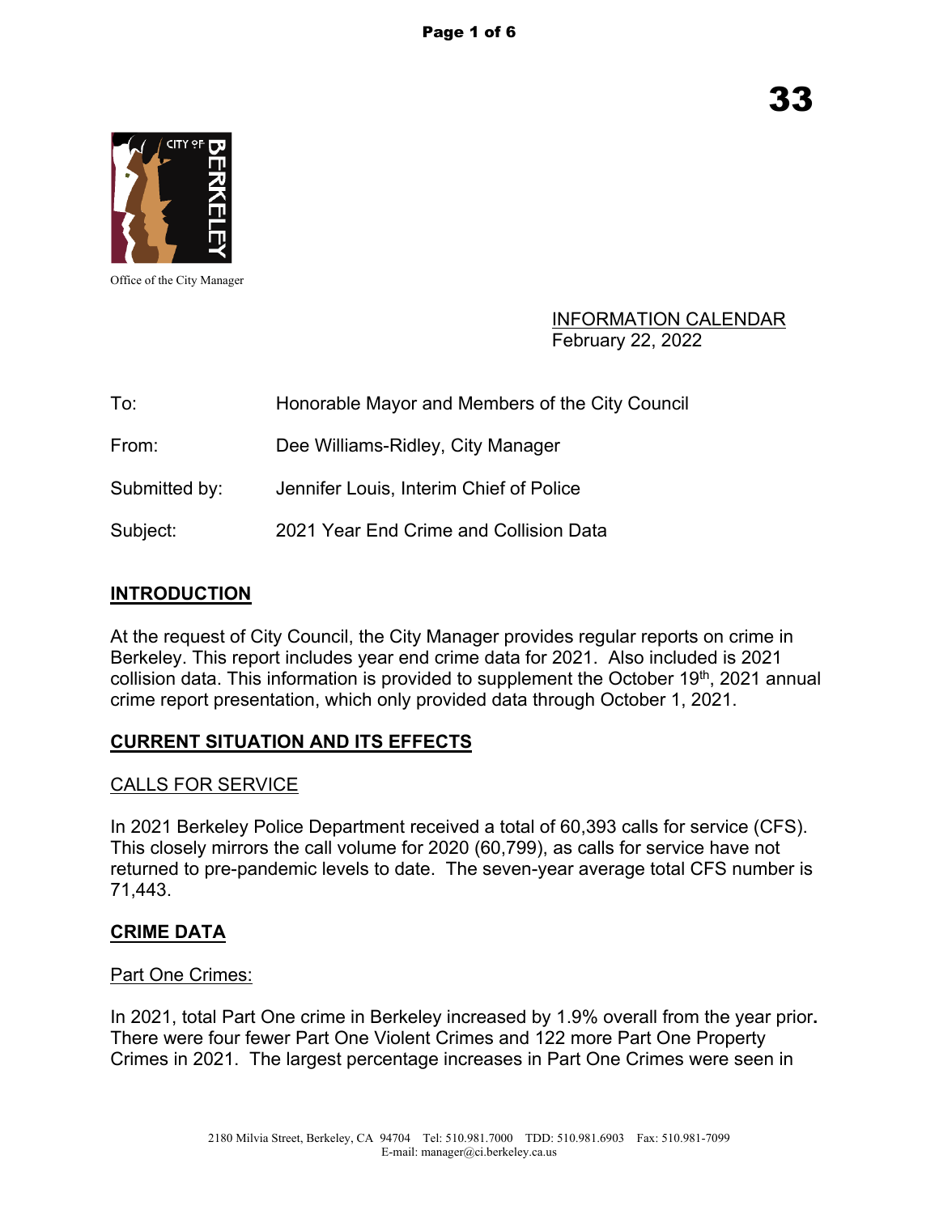33

Office of the City Manager

INFORMATION CALENDAR
February 22, 2022

To: Honorable Mayor and Members of the City Council

From: Dee Williams-Ridley, City Manager

Submitted by: Jennifer Louis, Interim Chief of Police

Subject: 2021 Year End Crime and Collision Data

## INTRODUCTION

At the request of City Council, the City Manager provides regular reports on crime in Berkeley. This report includes year end crime data for 2021. Also included is 2021 collision data. This information is provided to supplement the October 19th, 2021 annual crime report presentation, which only provided data through October 1, 2021.

## CURRENT SITUATION AND ITS EFFECTS

### CALLS FOR SERVICE

In 2021 Berkeley Police Department received a total of 60,393 calls for service (CFS). This closely mirrors the call volume for 2020 (60,799), as calls for service have not returned to pre-pandemic levels to date. The seven-year average total CFS number is 71,443.

## CRIME DATA

### Part One Crimes:

In 2021, total Part One crime in Berkeley increased by 1.9% overall from the year prior. There were four fewer Part One Violent Crimes and 122 more Part One Property Crimes in 2021. The largest percentage increases in Part One Crimes were seen in

2180 Milvia Street, Berkeley, CA 94704 Tel: 510.981.7000 TDD: 510.981.6903 Fax: 510.981-7099
E-mail: manager@ci.berkeley.ca.us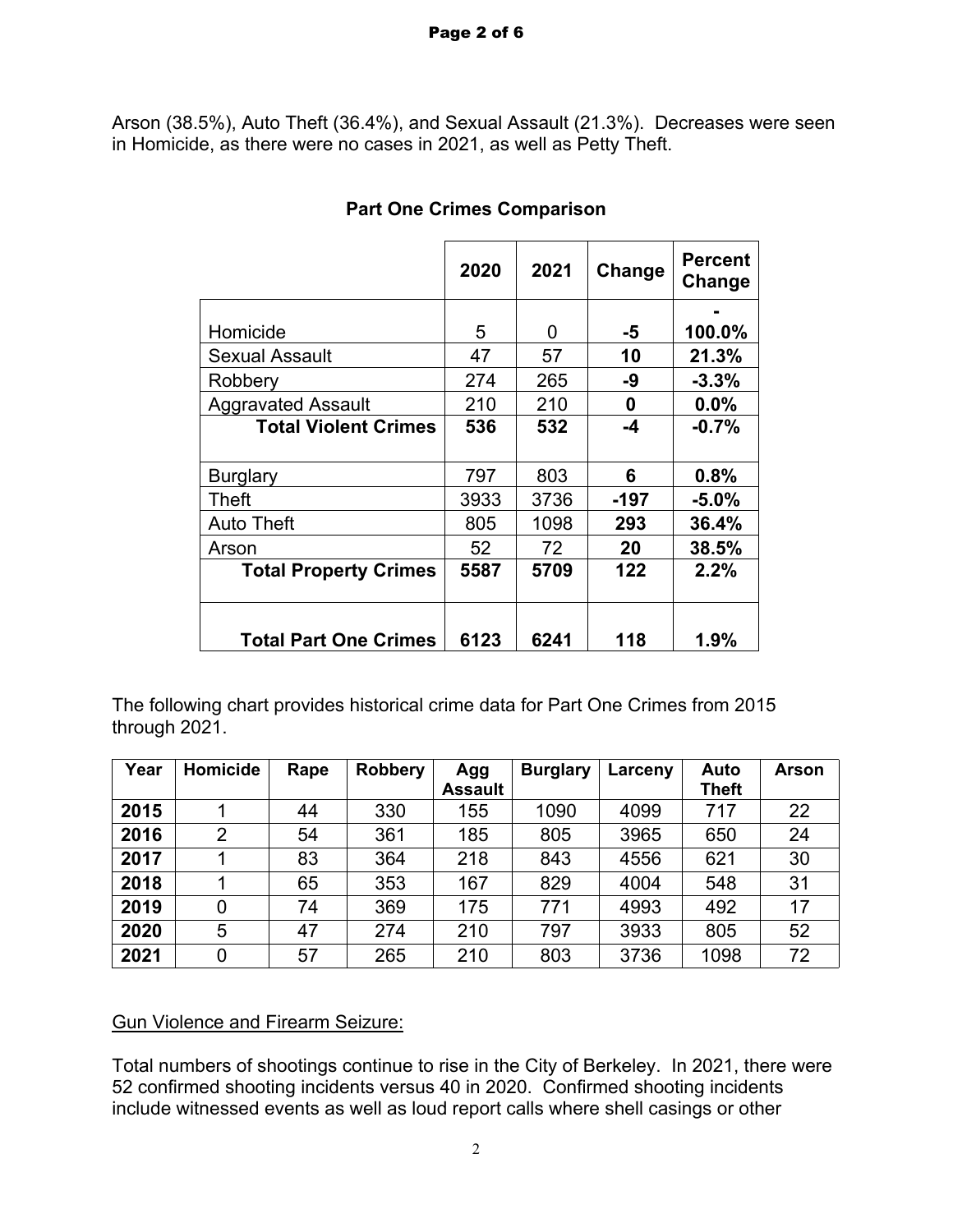Arson (38.5%), Auto Theft (36.4%), and Sexual Assault (21.3%). Decreases were seen in Homicide, as there were no cases in 2021, as well as Petty Theft.

**Part One Crimes Comparison**

| | 2020 | 2021 | Change | Percent Change |
|---|---|---|---|---|
| Homicide | 5 | 0 | **-5** | **-100.0%** |
| Sexual Assault | 47 | 57 | **10** | **21.3%** |
| Robbery | 274 | 265 | **-9** | **-3.3%** |
| Aggravated Assault | 210 | 210 | **0** | **0.0%** |
| **Total Violent Crimes** | **536** | **532** | **-4** | **-0.7%** |
| Burglary | 797 | 803 | **6** | **0.8%** |
| Theft | 3933 | 3736 | **-197** | **-5.0%** |
| Auto Theft | 805 | 1098 | **293** | **36.4%** |
| Arson | 52 | 72 | **20** | **38.5%** |
| **Total Property Crimes** | **5587** | **5709** | **122** | **2.2%** |
| **Total Part One Crimes** | **6123** | **6241** | **118** | **1.9%** |

The following chart provides historical crime data for Part One Crimes from 2015 through 2021.

| Year | Homicide | Rape | Robbery | Agg Assault | Burglary | Larceny | Auto Theft | Arson |
|---|---|---|---|---|---|---|---|---|
| **2015** | 1 | 44 | 330 | 155 | 1090 | 4099 | 717 | 22 |
| **2016** | 2 | 54 | 361 | 185 | 805 | 3965 | 650 | 24 |
| **2017** | 1 | 83 | 364 | 218 | 843 | 4556 | 621 | 30 |
| **2018** | 1 | 65 | 353 | 167 | 829 | 4004 | 548 | 31 |
| **2019** | 0 | 74 | 369 | 175 | 771 | 4993 | 492 | 17 |
| **2020** | 5 | 47 | 274 | 210 | 797 | 3933 | 805 | 52 |
| **2021** | 0 | 57 | 265 | 210 | 803 | 3736 | 1098 | 72 |

<u>Gun Violence and Firearm Seizure:</u>

Total numbers of shootings continue to rise in the City of Berkeley. In 2021, there were 52 confirmed shooting incidents versus 40 in 2020. Confirmed shooting incidents include witnessed events as well as loud report calls where shell casings or other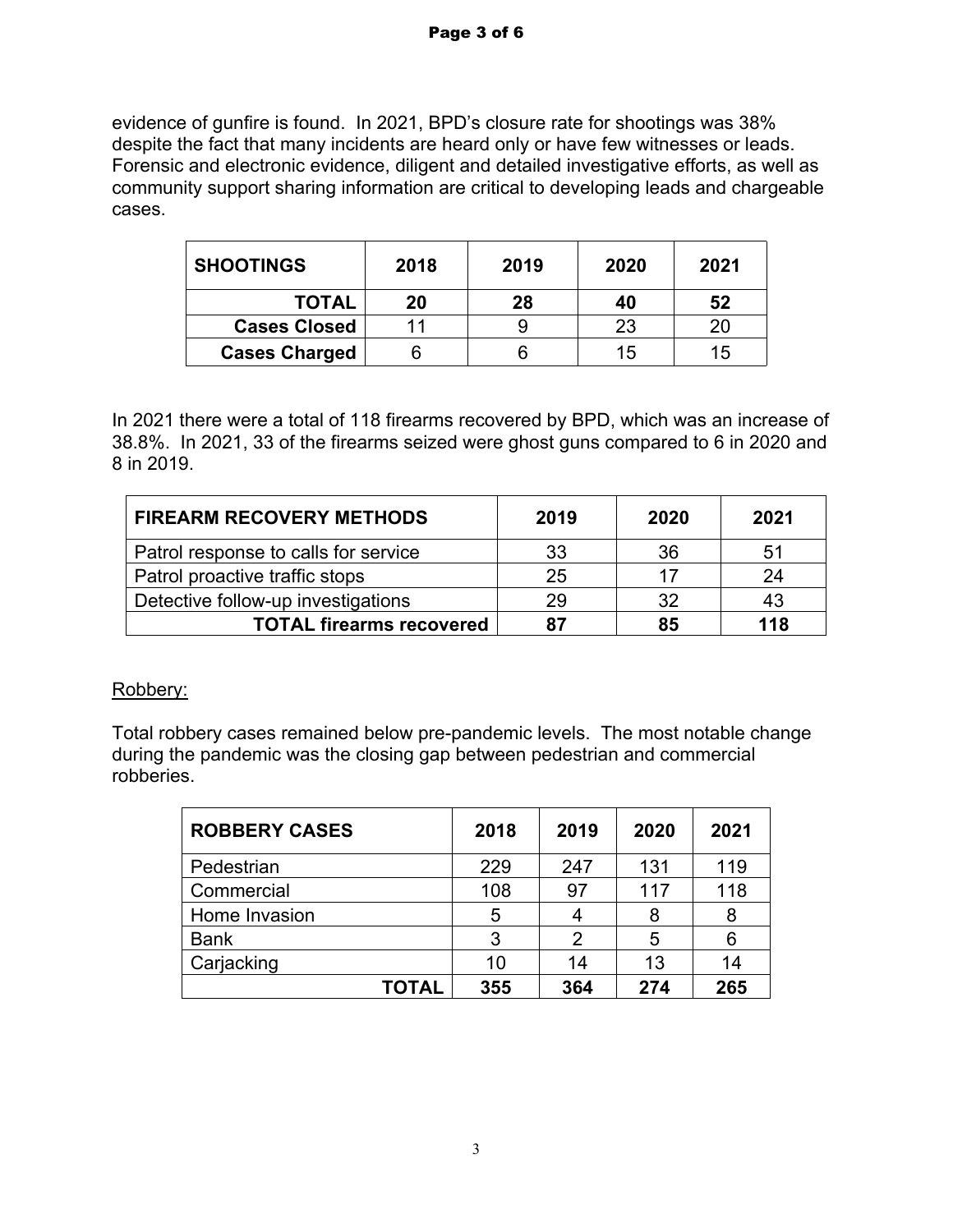evidence of gunfire is found. In 2021, BPD's closure rate for shootings was 38% despite the fact that many incidents are heard only or have few witnesses or leads. Forensic and electronic evidence, diligent and detailed investigative efforts, as well as community support sharing information are critical to developing leads and chargeable cases.

| SHOOTINGS | 2018 | 2019 | 2020 | 2021 |
|---|---|---|---|---|
| **TOTAL** | **20** | **28** | **40** | **52** |
| **Cases Closed** | 11 | 9 | 23 | 20 |
| **Cases Charged** | 6 | 6 | 15 | 15 |

In 2021 there were a total of 118 firearms recovered by BPD, which was an increase of 38.8%. In 2021, 33 of the firearms seized were ghost guns compared to 6 in 2020 and 8 in 2019.

| FIREARM RECOVERY METHODS | 2019 | 2020 | 2021 |
|---|---|---|---|
| Patrol response to calls for service | 33 | 36 | 51 |
| Patrol proactive traffic stops | 25 | 17 | 24 |
| Detective follow-up investigations | 29 | 32 | 43 |
| **TOTAL firearms recovered** | **87** | **85** | **118** |

<u>Robbery:</u>

Total robbery cases remained below pre-pandemic levels. The most notable change during the pandemic was the closing gap between pedestrian and commercial robberies.

| ROBBERY CASES | 2018 | 2019 | 2020 | 2021 |
|---|---|---|---|---|
| Pedestrian | 229 | 247 | 131 | 119 |
| Commercial | 108 | 97 | 117 | 118 |
| Home Invasion | 5 | 4 | 8 | 8 |
| Bank | 3 | 2 | 5 | 6 |
| Carjacking | 10 | 14 | 13 | 14 |
| **TOTAL** | **355** | **364** | **274** | **265** |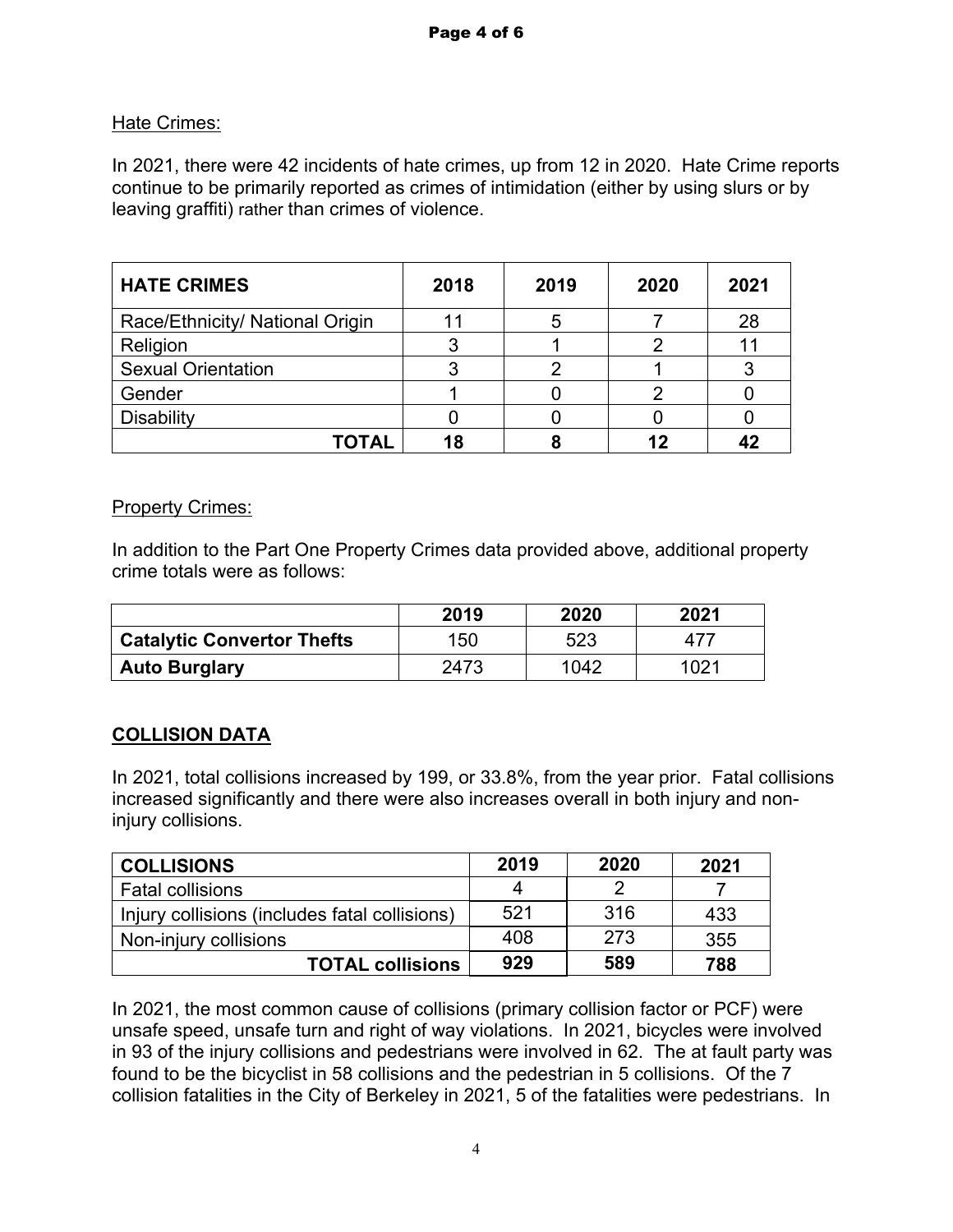Hate Crimes:

In 2021, there were 42 incidents of hate crimes, up from 12 in 2020. Hate Crime reports continue to be primarily reported as crimes of intimidation (either by using slurs or by leaving graffiti) rather than crimes of violence.

| HATE CRIMES | 2018 | 2019 | 2020 | 2021 |
|---|---|---|---|---|
| Race/Ethnicity/ National Origin | 11 | 5 | 7 | 28 |
| Religion | 3 | 1 | 2 | 11 |
| Sexual Orientation | 3 | 2 | 1 | 3 |
| Gender | 1 | 0 | 2 | 0 |
| Disability | 0 | 0 | 0 | 0 |
| **TOTAL** | **18** | **8** | **12** | **42** |

Property Crimes:

In addition to the Part One Property Crimes data provided above, additional property crime totals were as follows:

| | 2019 | 2020 | 2021 |
|---|---|---|---|
| **Catalytic Convertor Thefts** | 150 | 523 | 477 |
| **Auto Burglary** | 2473 | 1042 | 1021 |

## COLLISION DATA

In 2021, total collisions increased by 199, or 33.8%, from the year prior. Fatal collisions increased significantly and there were also increases overall in both injury and non-injury collisions.

| COLLISIONS | 2019 | 2020 | 2021 |
|---|---|---|---|
| Fatal collisions | 4 | 2 | 7 |
| Injury collisions (includes fatal collisions) | 521 | 316 | 433 |
| Non-injury collisions | 408 | 273 | 355 |
| **TOTAL collisions** | **929** | **589** | **788** |

In 2021, the most common cause of collisions (primary collision factor or PCF) were unsafe speed, unsafe turn and right of way violations. In 2021, bicycles were involved in 93 of the injury collisions and pedestrians were involved in 62. The at fault party was found to be the bicyclist in 58 collisions and the pedestrian in 5 collisions. Of the 7 collision fatalities in the City of Berkeley in 2021, 5 of the fatalities were pedestrians. In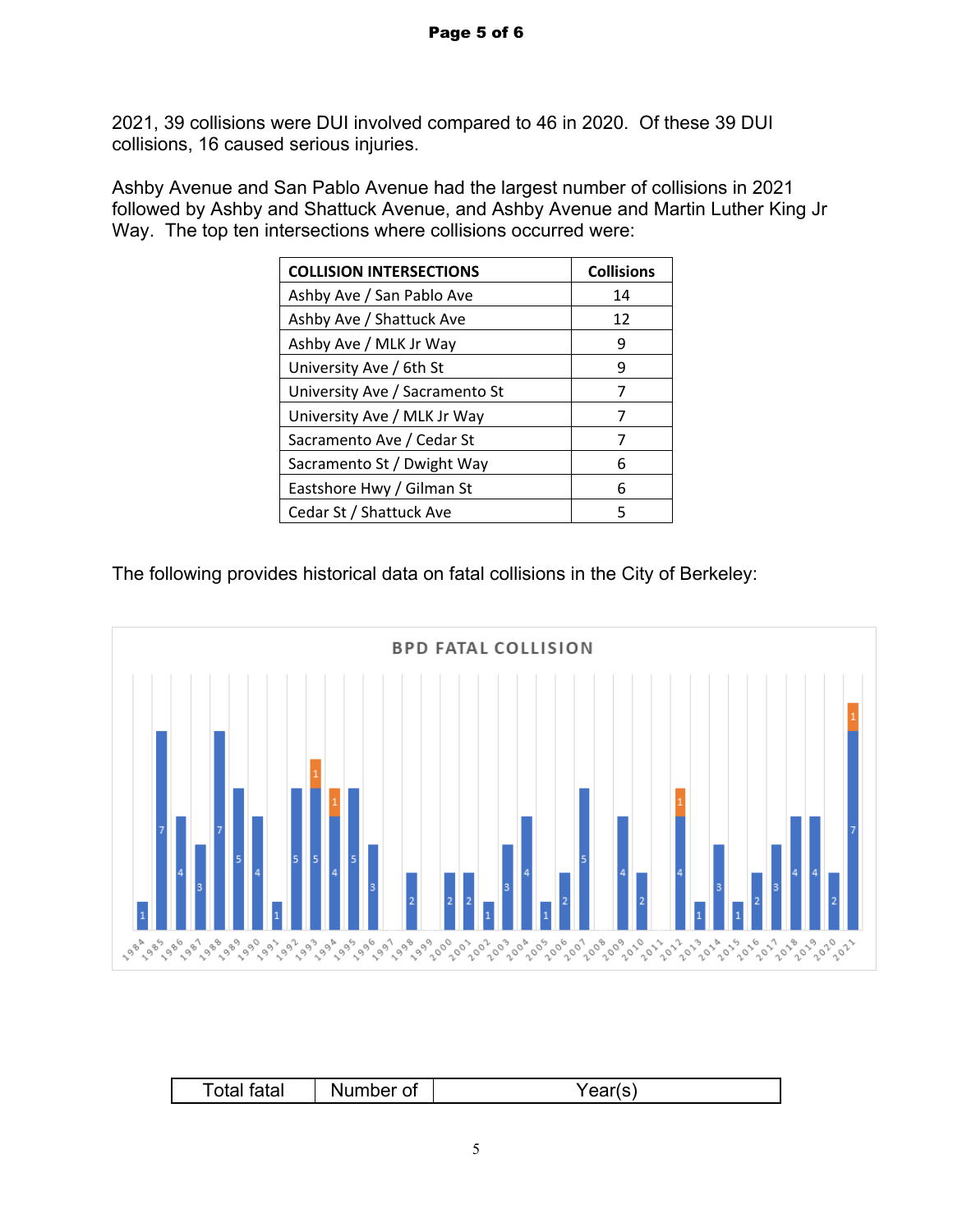2021, 39 collisions were DUI involved compared to 46 in 2020. Of these 39 DUI collisions, 16 caused serious injuries.

Ashby Avenue and San Pablo Avenue had the largest number of collisions in 2021 followed by Ashby and Shattuck Avenue, and Ashby Avenue and Martin Luther King Jr Way. The top ten intersections where collisions occurred were:

| COLLISION INTERSECTIONS | Collisions |
|---|---|
| Ashby Ave / San Pablo Ave | 14 |
| Ashby Ave / Shattuck Ave | 12 |
| Ashby Ave / MLK Jr Way | 9 |
| University Ave / 6th St | 9 |
| University Ave / Sacramento St | 7 |
| University Ave / MLK Jr Way | 7 |
| Sacramento Ave / Cedar St | 7 |
| Sacramento St / Dwight Way | 6 |
| Eastshore Hwy / Gilman St | 6 |
| Cedar St / Shattuck Ave | 5 |

The following provides historical data on fatal collisions in the City of Berkeley:

**BPD FATAL COLLISION**

| Total fatal | Number of | Year(s) |
|---|---|---|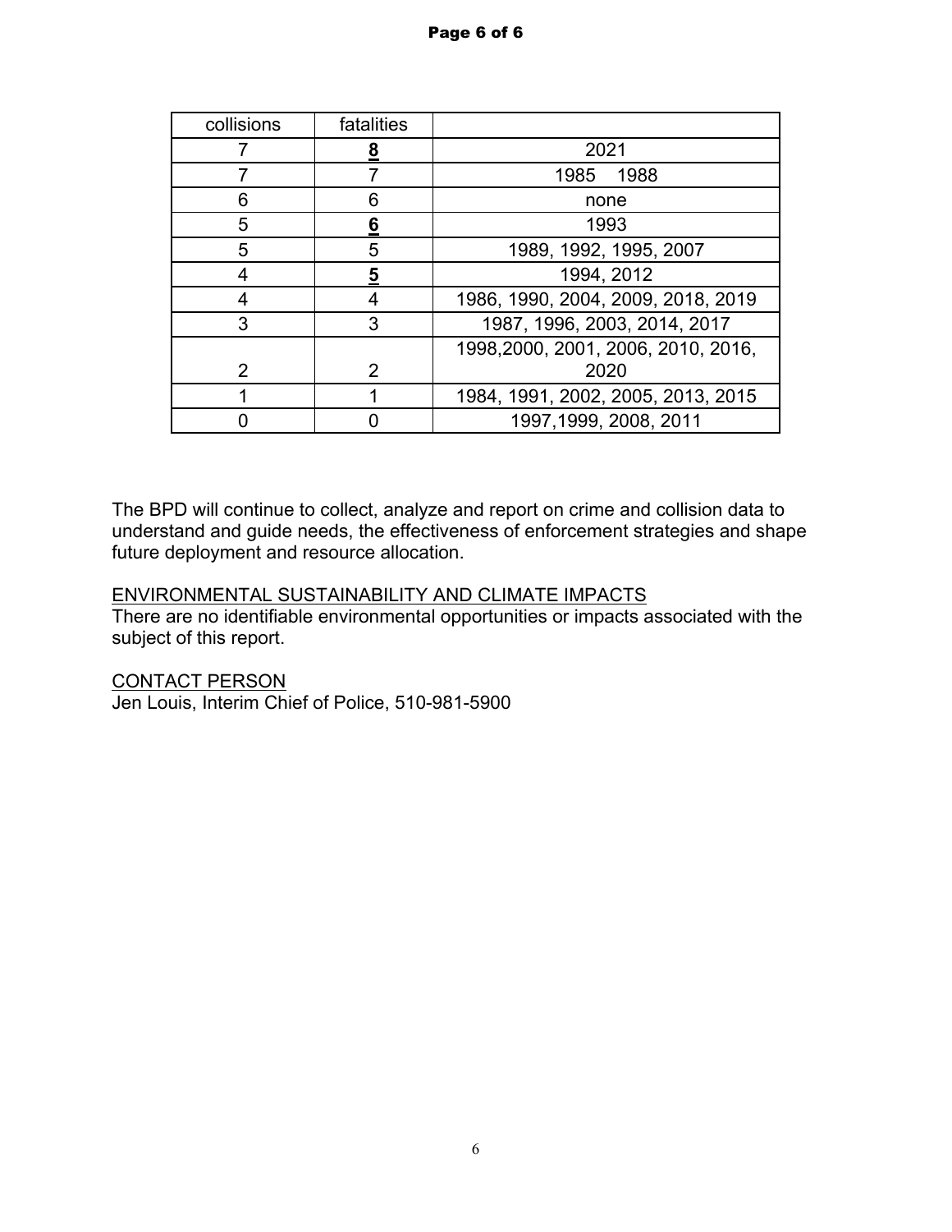| collisions | fatalities | |
|---|---|---|
| 7 | **8** | 2021 |
| 7 | 7 | 1985 1988 |
| 6 | 6 | none |
| 5 | **6** | 1993 |
| 5 | 5 | 1989, 1992, 1995, 2007 |
| 4 | **5** | 1994, 2012 |
| 4 | 4 | 1986, 1990, 2004, 2009, 2018, 2019 |
| 3 | 3 | 1987, 1996, 2003, 2014, 2017 |
| 2 | 2 | 1998,2000, 2001, 2006, 2010, 2016, 2020 |
| 1 | 1 | 1984, 1991, 2002, 2005, 2013, 2015 |
| 0 | 0 | 1997,1999, 2008, 2011 |

The BPD will continue to collect, analyze and report on crime and collision data to understand and guide needs, the effectiveness of enforcement strategies and shape future deployment and resource allocation.

## ENVIRONMENTAL SUSTAINABILITY AND CLIMATE IMPACTS

There are no identifiable environmental opportunities or impacts associated with the subject of this report.

## CONTACT PERSON

Jen Louis, Interim Chief of Police, 510-981-5900